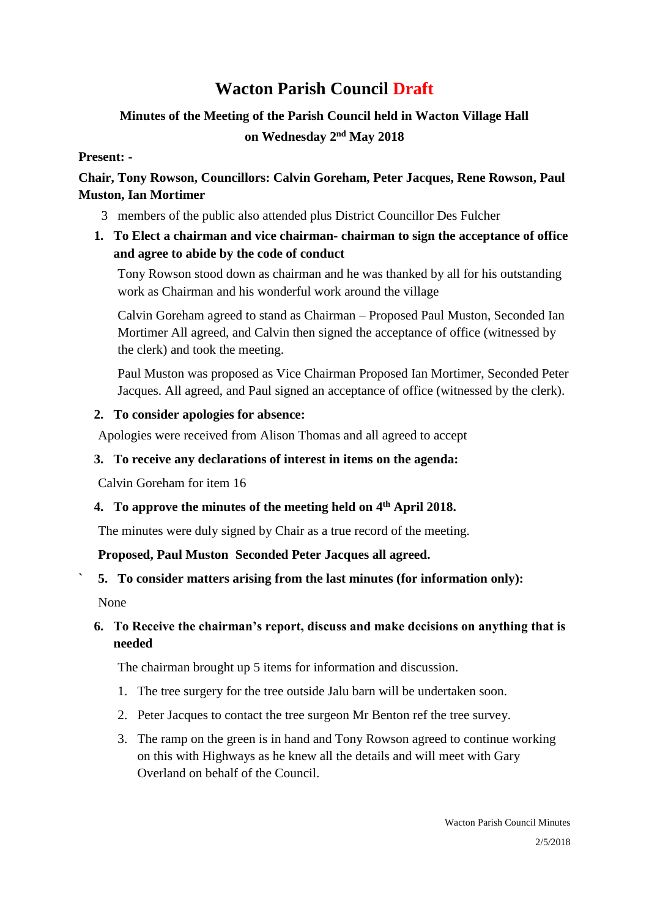# Wacton Parish Council Draft

## Minutes of the Meeting of the Parish Council held in Wacton Village Hall on Wednesday 2nd May 2018

**Present: -**

**Chair, Tony Rowson, Councillors: Calvin Goreham, Peter Jacques, Rene Rowson, Paul Muston, Ian Mortimer**

3 members of the public also attended plus District Councillor Des Fulcher

**1. To Elect a chairman and vice chairman- chairman to sign the acceptance of office and agree to abide by the code of conduct**

Tony Rowson stood down as chairman and he was thanked by all for his outstanding work as Chairman and his wonderful work around the village

Calvin Goreham agreed to stand as Chairman – Proposed Paul Muston, Seconded Ian Mortimer All agreed, and Calvin then signed the acceptance of office (witnessed by the clerk) and took the meeting.

Paul Muston was proposed as Vice Chairman Proposed Ian Mortimer, Seconded Peter Jacques. All agreed, and Paul signed an acceptance of office (witnessed by the clerk).

**2. To consider apologies for absence:**

Apologies were received from Alison Thomas and all agreed to accept

**3. To receive any declarations of interest in items on the agenda:**

Calvin Goreham for item 16

**4. To approve the minutes of the meeting held on 4th April 2018.**

The minutes were duly signed by Chair as a true record of the meeting.

**Proposed, Paul Muston Seconded Peter Jacques all agreed.**

` **5. To consider matters arising from the last minutes (for information only):**

None

**6. To Receive the chairman's report, discuss and make decisions on anything that is needed**

The chairman brought up 5 items for information and discussion.

1. The tree surgery for the tree outside Jalu barn will be undertaken soon.
2. Peter Jacques to contact the tree surgeon Mr Benton ref the tree survey.
3. The ramp on the green is in hand and Tony Rowson agreed to continue working on this with Highways as he knew all the details and will meet with Gary Overland on behalf of the Council.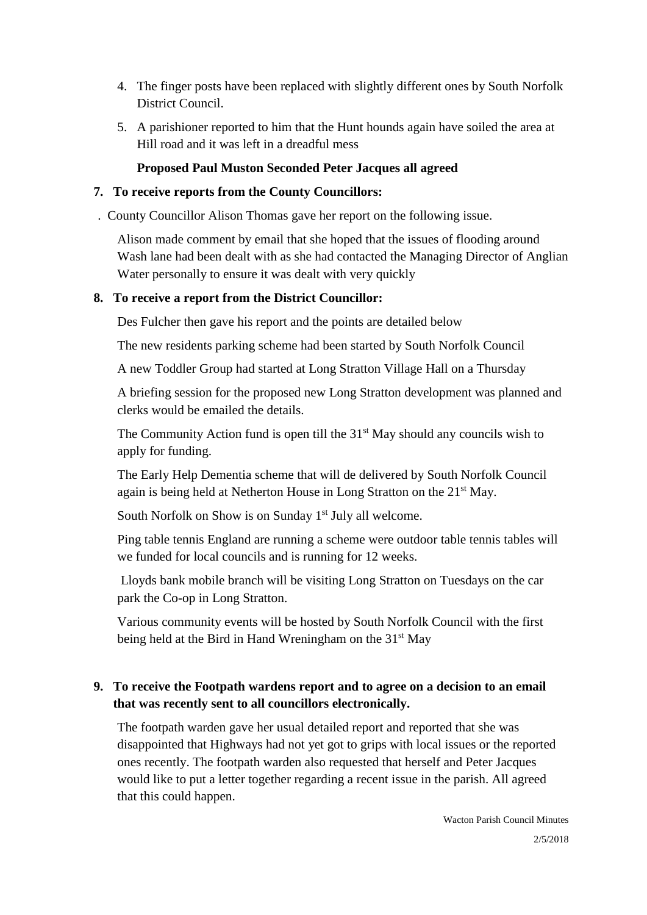4. The finger posts have been replaced with slightly different ones by South Norfolk District Council.
5. A parishioner reported to him that the Hunt hounds again have soiled the area at Hill road and it was left in a dreadful mess

**Proposed Paul Muston Seconded Peter Jacques all agreed**

**7. To receive reports from the County Councillors:**

. County Councillor Alison Thomas gave her report on the following issue.

Alison made comment by email that she hoped that the issues of flooding around Wash lane had been dealt with as she had contacted the Managing Director of Anglian Water personally to ensure it was dealt with very quickly

**8. To receive a report from the District Councillor:**

Des Fulcher then gave his report and the points are detailed below

The new residents parking scheme had been started by South Norfolk Council

A new Toddler Group had started at Long Stratton Village Hall on a Thursday

A briefing session for the proposed new Long Stratton development was planned and clerks would be emailed the details.

The Community Action fund is open till the 31st May should any councils wish to apply for funding.

The Early Help Dementia scheme that will de delivered by South Norfolk Council again is being held at Netherton House in Long Stratton on the 21st May.

South Norfolk on Show is on Sunday 1st July all welcome.

Ping table tennis England are running a scheme were outdoor table tennis tables will we funded for local councils and is running for 12 weeks.

Lloyds bank mobile branch will be visiting Long Stratton on Tuesdays on the car park the Co-op in Long Stratton.

Various community events will be hosted by South Norfolk Council with the first being held at the Bird in Hand Wreningham on the 31st May

**9. To receive the Footpath wardens report and to agree on a decision to an email that was recently sent to all councillors electronically.**

The footpath warden gave her usual detailed report and reported that she was disappointed that Highways had not yet got to grips with local issues or the reported ones recently. The footpath warden also requested that herself and Peter Jacques would like to put a letter together regarding a recent issue in the parish. All agreed that this could happen.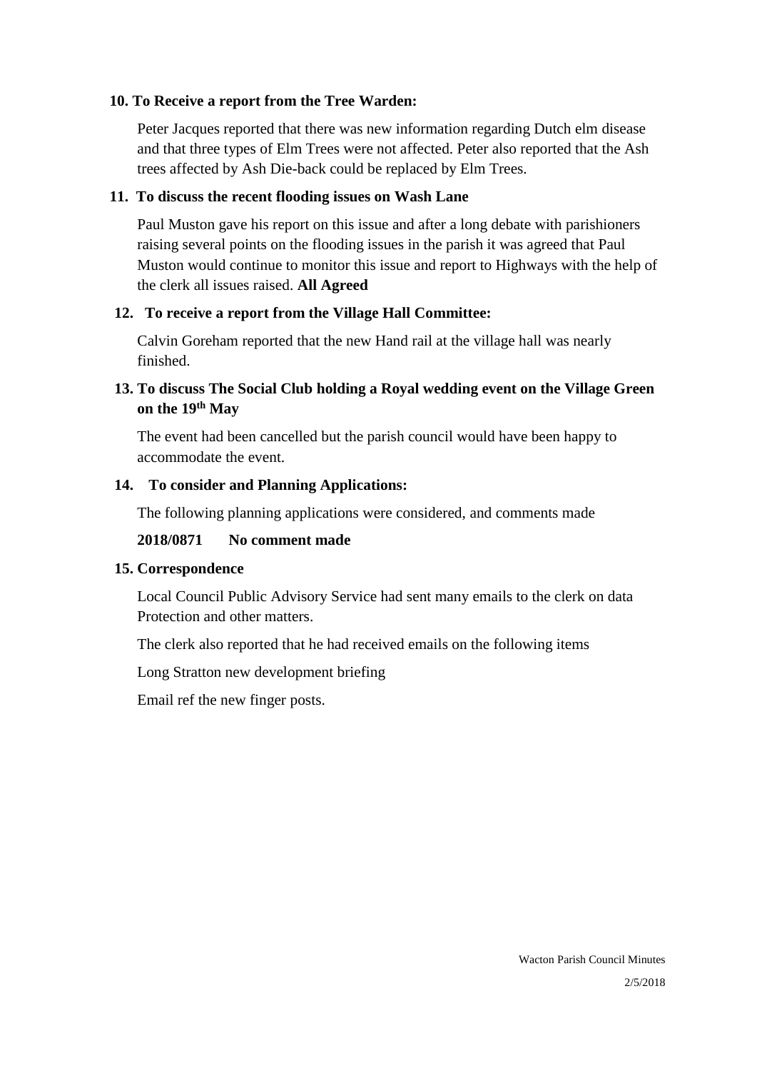**10. To Receive a report from the Tree Warden:**

Peter Jacques reported that there was new information regarding Dutch elm disease and that three types of Elm Trees were not affected. Peter also reported that the Ash trees affected by Ash Die-back could be replaced by Elm Trees.

**11. To discuss the recent flooding issues on Wash Lane**

Paul Muston gave his report on this issue and after a long debate with parishioners raising several points on the flooding issues in the parish it was agreed that Paul Muston would continue to monitor this issue and report to Highways with the help of the clerk all issues raised. **All Agreed**

**12. To receive a report from the Village Hall Committee:**

Calvin Goreham reported that the new Hand rail at the village hall was nearly finished.

**13. To discuss The Social Club holding a Royal wedding event on the Village Green on the 19th May**

The event had been cancelled but the parish council would have been happy to accommodate the event.

**14. To consider and Planning Applications:**

The following planning applications were considered, and comments made

**2018/0871 No comment made**

**15. Correspondence**

Local Council Public Advisory Service had sent many emails to the clerk on data Protection and other matters.

The clerk also reported that he had received emails on the following items

Long Stratton new development briefing

Email ref the new finger posts.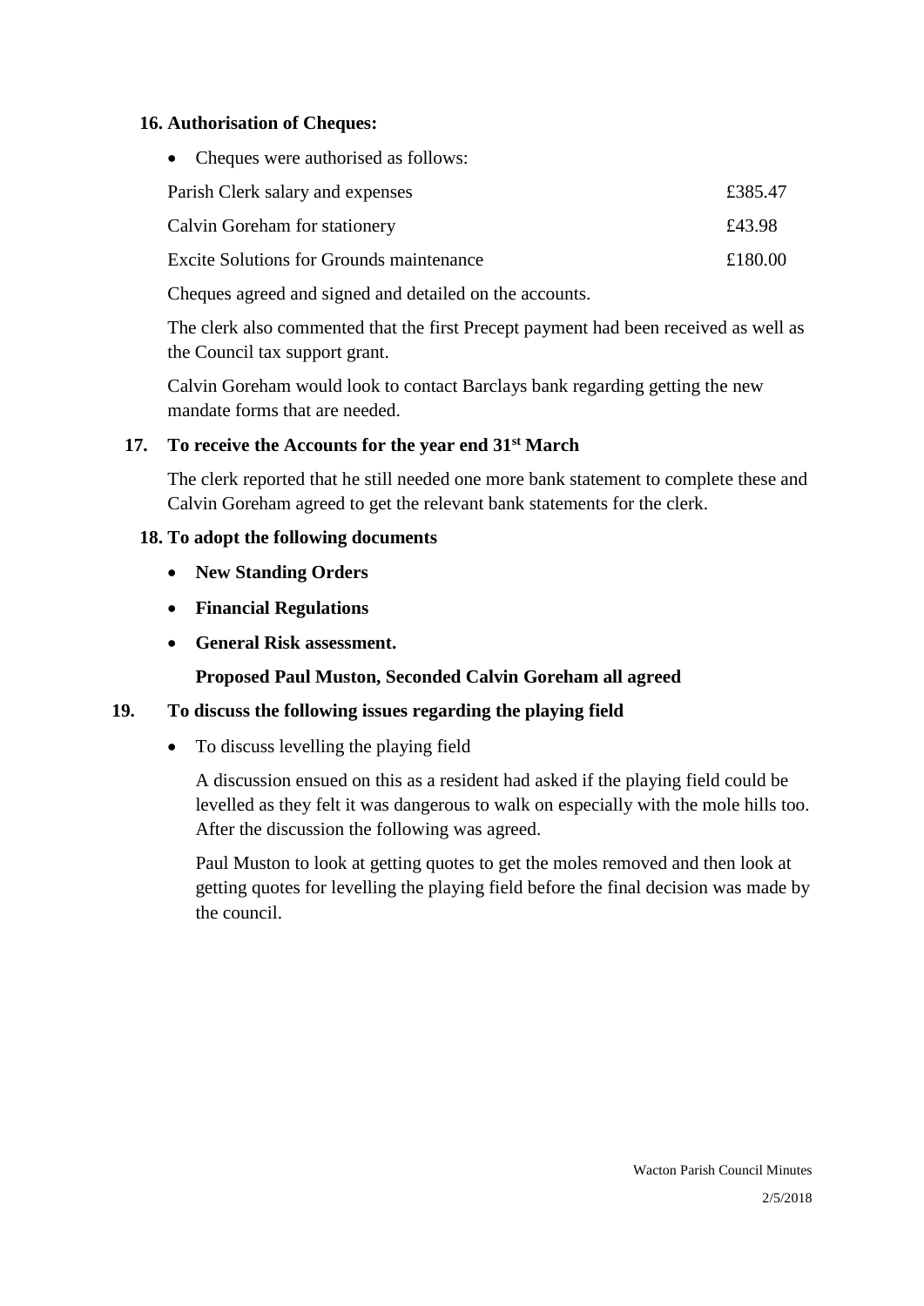**16. Authorisation of Cheques:**

- Cheques were authorised as follows:

| | |
|---|---|
| Parish Clerk salary and expenses | £385.47 |
| Calvin Goreham for stationery | £43.98 |
| Excite Solutions for Grounds maintenance | £180.00 |

Cheques agreed and signed and detailed on the accounts.

The clerk also commented that the first Precept payment had been received as well as the Council tax support grant.

Calvin Goreham would look to contact Barclays bank regarding getting the new mandate forms that are needed.

**17. To receive the Accounts for the year end 31st March**

The clerk reported that he still needed one more bank statement to complete these and Calvin Goreham agreed to get the relevant bank statements for the clerk.

**18. To adopt the following documents**

- **New Standing Orders**
- **Financial Regulations**
- **General Risk assessment.**

**Proposed Paul Muston, Seconded Calvin Goreham all agreed**

**19. To discuss the following issues regarding the playing field**

- To discuss levelling the playing field

  A discussion ensued on this as a resident had asked if the playing field could be levelled as they felt it was dangerous to walk on especially with the mole hills too. After the discussion the following was agreed.

  Paul Muston to look at getting quotes to get the moles removed and then look at getting quotes for levelling the playing field before the final decision was made by the council.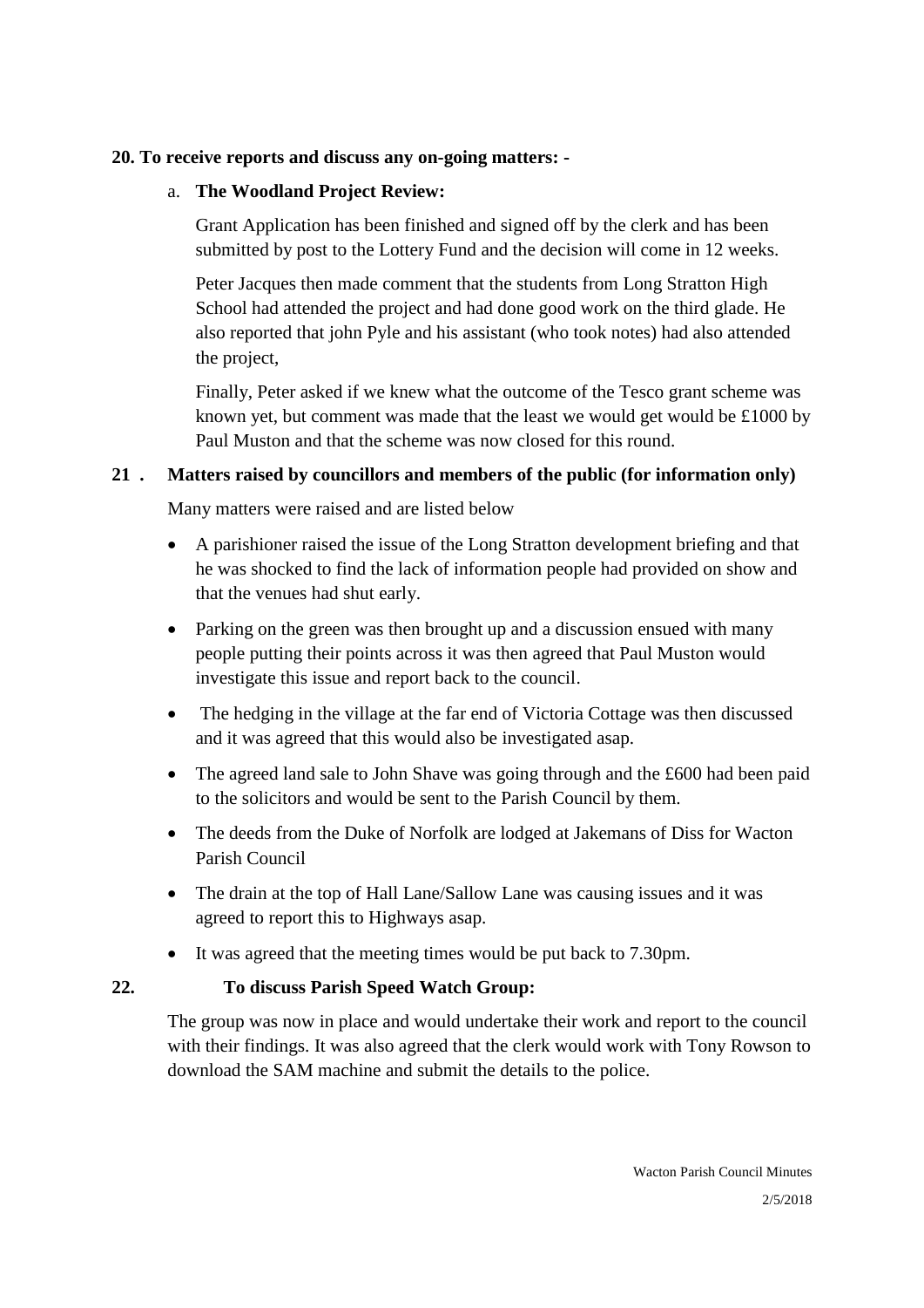**20. To receive reports and discuss any on-going matters: -**

a. **The Woodland Project Review:**

Grant Application has been finished and signed off by the clerk and has been submitted by post to the Lottery Fund and the decision will come in 12 weeks.

Peter Jacques then made comment that the students from Long Stratton High School had attended the project and had done good work on the third glade. He also reported that john Pyle and his assistant (who took notes) had also attended the project,

Finally, Peter asked if we knew what the outcome of the Tesco grant scheme was known yet, but comment was made that the least we would get would be £1000 by Paul Muston and that the scheme was now closed for this round.

**21 . Matters raised by councillors and members of the public (for information only)**

Many matters were raised and are listed below

- A parishioner raised the issue of the Long Stratton development briefing and that he was shocked to find the lack of information people had provided on show and that the venues had shut early.
- Parking on the green was then brought up and a discussion ensued with many people putting their points across it was then agreed that Paul Muston would investigate this issue and report back to the council.
- The hedging in the village at the far end of Victoria Cottage was then discussed and it was agreed that this would also be investigated asap.
- The agreed land sale to John Shave was going through and the £600 had been paid to the solicitors and would be sent to the Parish Council by them.
- The deeds from the Duke of Norfolk are lodged at Jakemans of Diss for Wacton Parish Council
- The drain at the top of Hall Lane/Sallow Lane was causing issues and it was agreed to report this to Highways asap.
- It was agreed that the meeting times would be put back to 7.30pm.

**22. To discuss Parish Speed Watch Group:**

The group was now in place and would undertake their work and report to the council with their findings. It was also agreed that the clerk would work with Tony Rowson to download the SAM machine and submit the details to the police.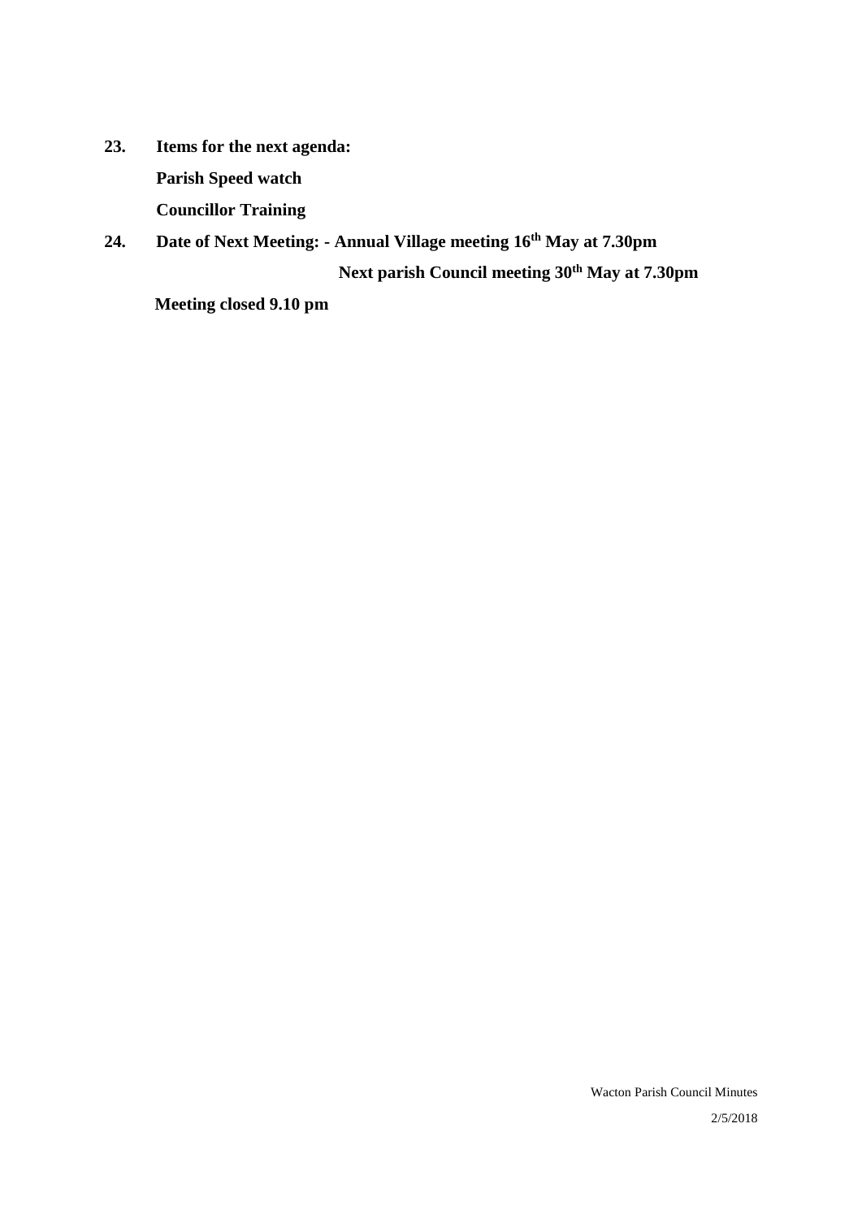**23. Items for the next agenda:**

**Parish Speed watch**

**Councillor Training**

**24. Date of Next Meeting: - Annual Village meeting 16th May at 7.30pm**

**Next parish Council meeting 30th May at 7.30pm**

**Meeting closed 9.10 pm**